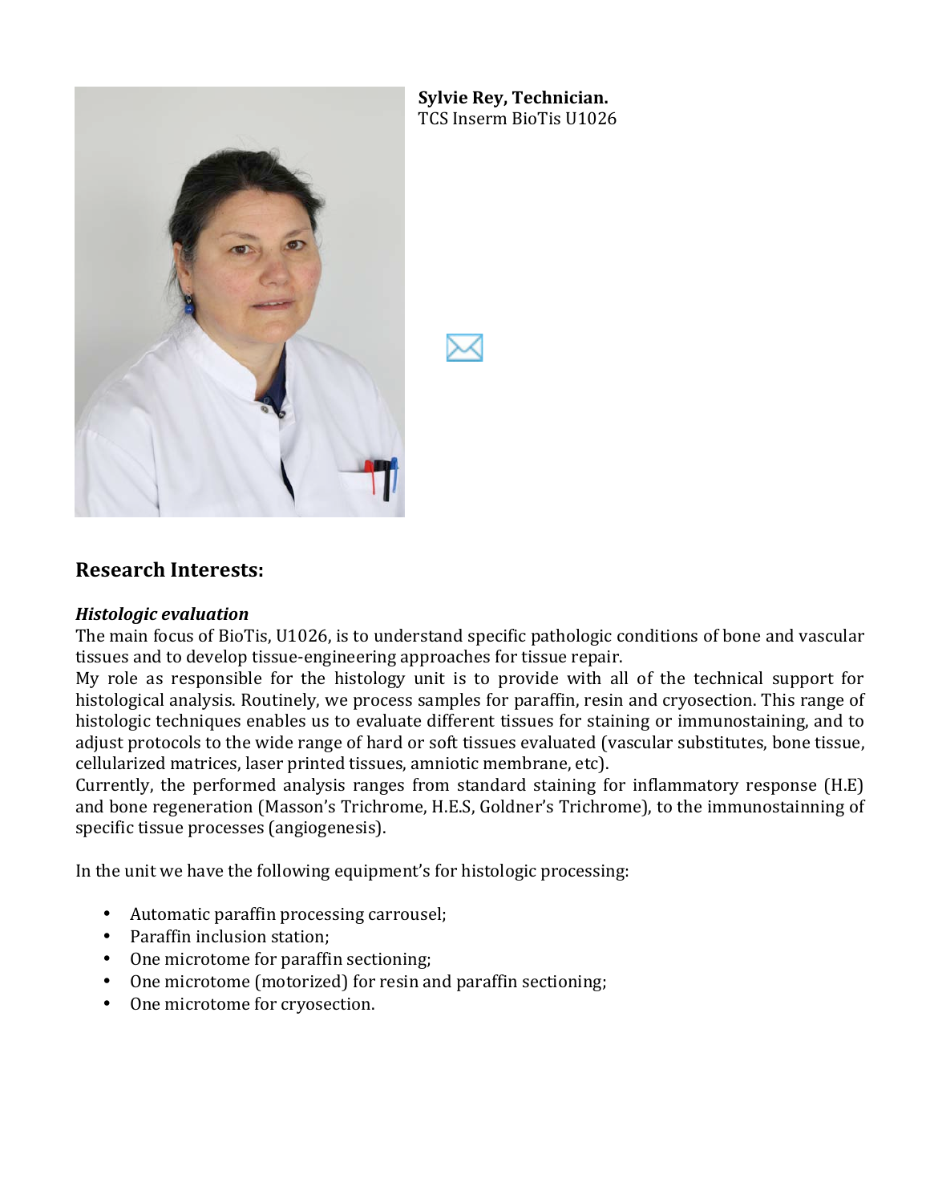**Sylvie Rey, Technician.**
TCS Inserm BioTis U1026

## Research Interests:

### *Histologic evaluation*

The main focus of BioTis, U1026, is to understand specific pathologic conditions of bone and vascular tissues and to develop tissue-engineering approaches for tissue repair.

My role as responsible for the histology unit is to provide with all of the technical support for histological analysis. Routinely, we process samples for paraffin, resin and cryosection. This range of histologic techniques enables us to evaluate different tissues for staining or immunostaining, and to adjust protocols to the wide range of hard or soft tissues evaluated (vascular substitutes, bone tissue, cellularized matrices, laser printed tissues, amniotic membrane, etc).

Currently, the performed analysis ranges from standard staining for inflammatory response (H.E) and bone regeneration (Masson's Trichrome, H.E.S, Goldner's Trichrome), to the immunostainning of specific tissue processes (angiogenesis).

In the unit we have the following equipment's for histologic processing:

- Automatic paraffin processing carrousel;
- Paraffin inclusion station;
- One microtome for paraffin sectioning;
- One microtome (motorized) for resin and paraffin sectioning;
- One microtome for cryosection.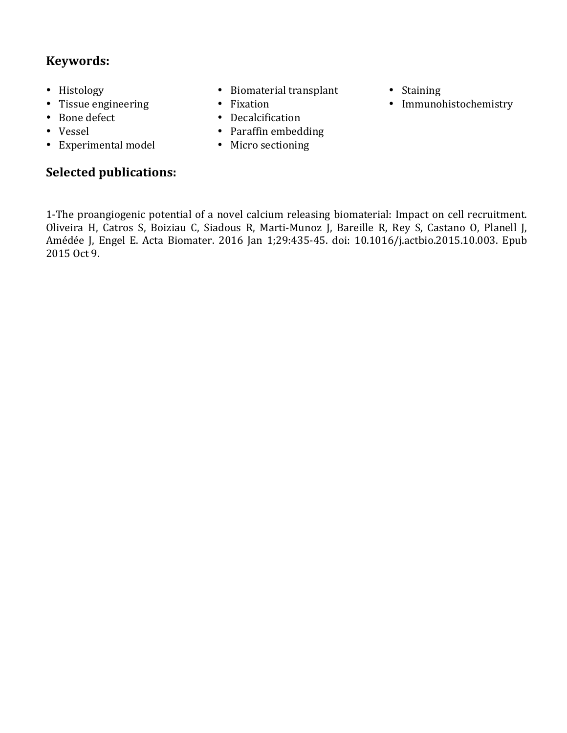## Keywords:

- Histology
- Tissue engineering
- Bone defect
- Vessel
- Experimental model
- Biomaterial transplant
- Fixation
- Decalcification
- Paraffin embedding
- Micro sectioning
- Staining
- Immunohistochemistry

## Selected publications:

1-The proangiogenic potential of a novel calcium releasing biomaterial: Impact on cell recruitment. Oliveira H, Catros S, Boiziau C, Siadous R, Marti-Munoz J, Bareille R, Rey S, Castano O, Planell J, Amédée J, Engel E. Acta Biomater. 2016 Jan 1;29:435-45. doi: 10.1016/j.actbio.2015.10.003. Epub 2015 Oct 9.